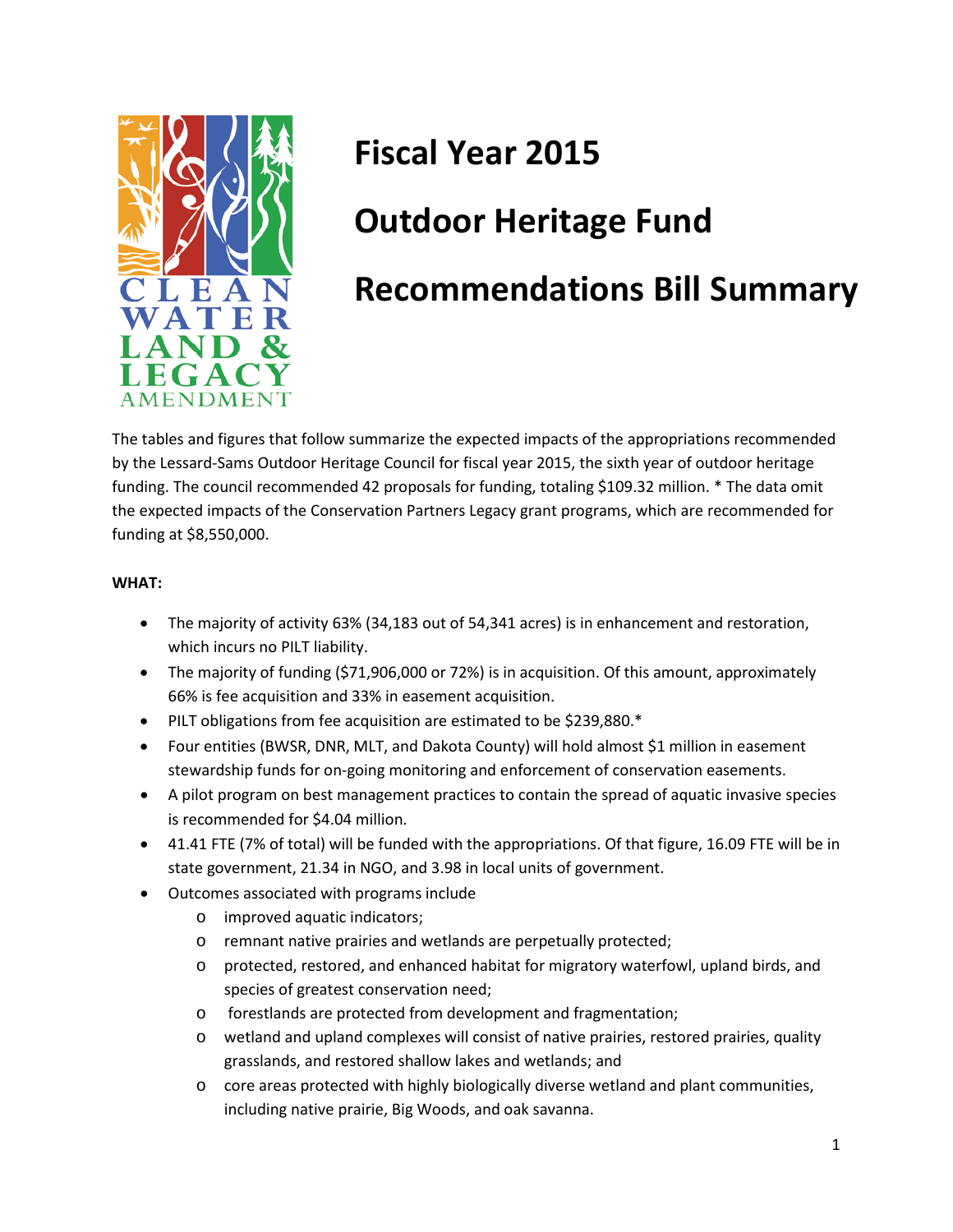# Fiscal Year 2015

# Outdoor Heritage Fund

# Recommendations Bill Summary

The tables and figures that follow summarize the expected impacts of the appropriations recommended by the Lessard-Sams Outdoor Heritage Council for fiscal year 2015, the sixth year of outdoor heritage funding. The council recommended 42 proposals for funding, totaling $109.32 million. * The data omit the expected impacts of the Conservation Partners Legacy grant programs, which are recommended for funding at $8,550,000.

**WHAT:**

- The majority of activity 63% (34,183 out of 54,341 acres) is in enhancement and restoration, which incurs no PILT liability.
- The majority of funding ($71,906,000 or 72%) is in acquisition. Of this amount, approximately 66% is fee acquisition and 33% in easement acquisition.
- PILT obligations from fee acquisition are estimated to be $239,880.*
- Four entities (BWSR, DNR, MLT, and Dakota County) will hold almost $1 million in easement stewardship funds for on-going monitoring and enforcement of conservation easements.
- A pilot program on best management practices to contain the spread of aquatic invasive species is recommended for $4.04 million.
- 41.41 FTE (7% of total) will be funded with the appropriations. Of that figure, 16.09 FTE will be in state government, 21.34 in NGO, and 3.98 in local units of government.
- Outcomes associated with programs include
  - improved aquatic indicators;
  - remnant native prairies and wetlands are perpetually protected;
  - protected, restored, and enhanced habitat for migratory waterfowl, upland birds, and species of greatest conservation need;
  - forestlands are protected from development and fragmentation;
  - wetland and upland complexes will consist of native prairies, restored prairies, quality grasslands, and restored shallow lakes and wetlands; and
  - core areas protected with highly biologically diverse wetland and plant communities, including native prairie, Big Woods, and oak savanna.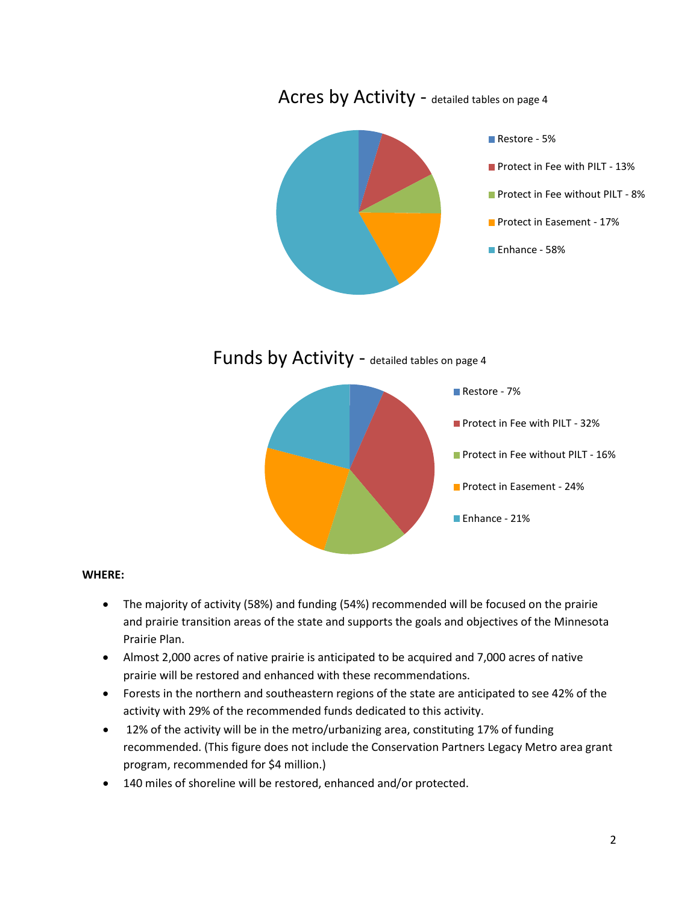## Acres by Activity - detailed tables on page 4

- Restore - 5%
- Protect in Fee with PILT - 13%
- Protect in Fee without PILT - 8%
- Protect in Easement - 17%
- Enhance - 58%

## Funds by Activity - detailed tables on page 4

- Restore - 7%
- Protect in Fee with PILT - 32%
- Protect in Fee without PILT - 16%
- Protect in Easement - 24%
- Enhance - 21%

**WHERE:**

- The majority of activity (58%) and funding (54%) recommended will be focused on the prairie and prairie transition areas of the state and supports the goals and objectives of the Minnesota Prairie Plan.
- Almost 2,000 acres of native prairie is anticipated to be acquired and 7,000 acres of native prairie will be restored and enhanced with these recommendations.
- Forests in the northern and southeastern regions of the state are anticipated to see 42% of the activity with 29% of the recommended funds dedicated to this activity.
- 12% of the activity will be in the metro/urbanizing area, constituting 17% of funding recommended. (This figure does not include the Conservation Partners Legacy Metro area grant program, recommended for $4 million.)
- 140 miles of shoreline will be restored, enhanced and/or protected.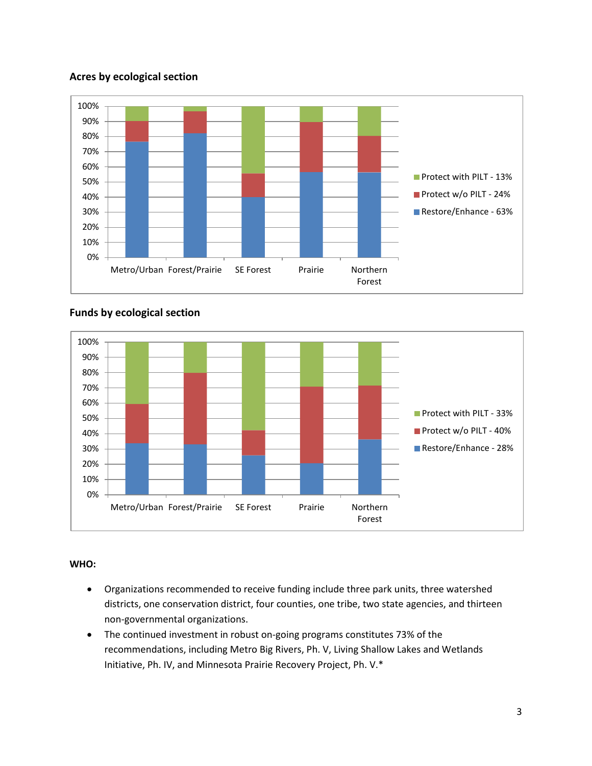**Acres by ecological section**

**Funds by ecological section**

**WHO:**

- Organizations recommended to receive funding include three park units, three watershed districts, one conservation district, four counties, one tribe, two state agencies, and thirteen non-governmental organizations.
- The continued investment in robust on-going programs constitutes 73% of the recommendations, including Metro Big Rivers, Ph. V, Living Shallow Lakes and Wetlands Initiative, Ph. IV, and Minnesota Prairie Recovery Project, Ph. V.*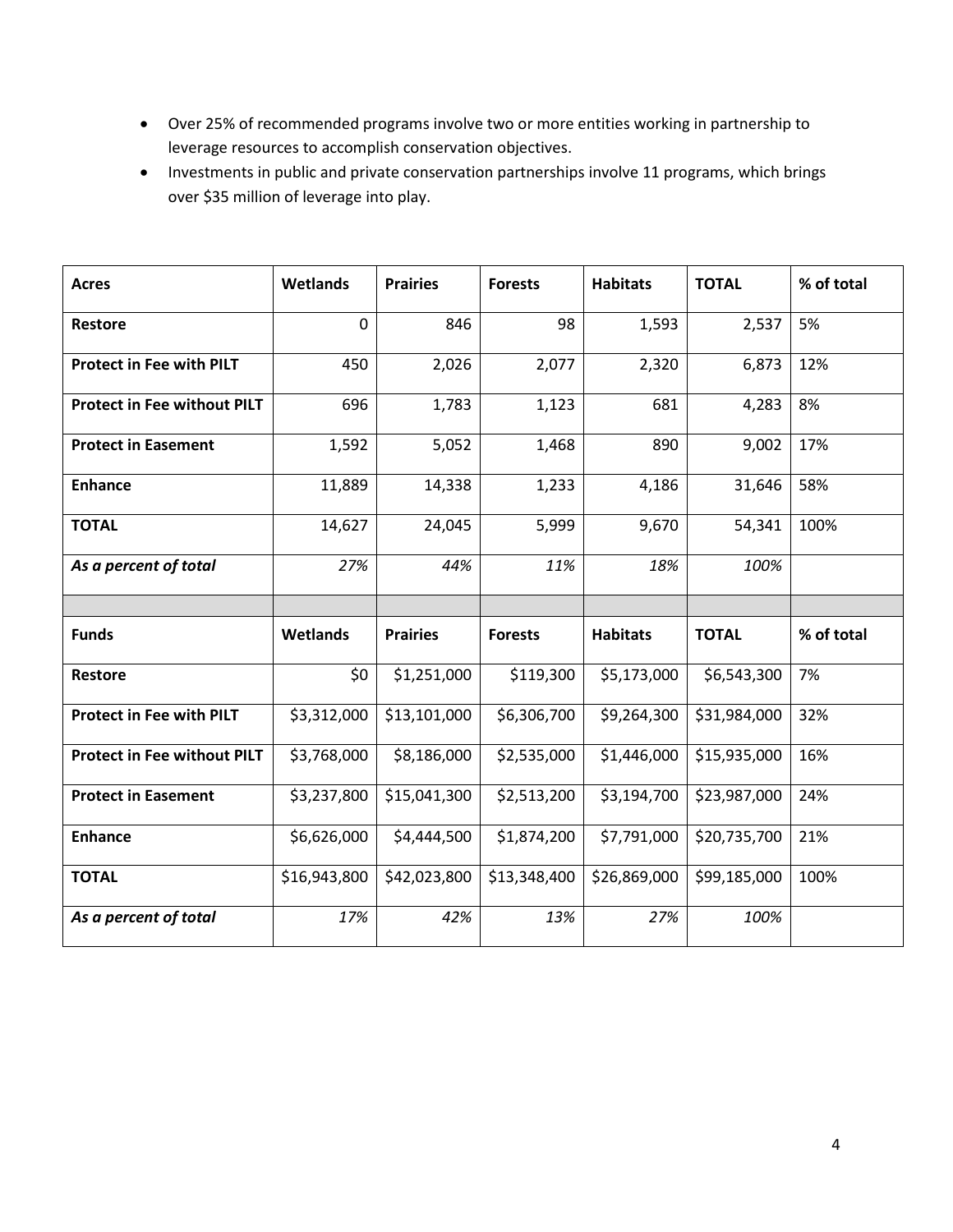- Over 25% of recommended programs involve two or more entities working in partnership to leverage resources to accomplish conservation objectives.
- Investments in public and private conservation partnerships involve 11 programs, which brings over $35 million of leverage into play.

| **Acres** | **Wetlands** | **Prairies** | **Forests** | **Habitats** | **TOTAL** | **% of total** |
|---|---|---|---|---|---|---|
| **Restore** | 0 | 846 | 98 | 1,593 | 2,537 | 5% |
| **Protect in Fee with PILT** | 450 | 2,026 | 2,077 | 2,320 | 6,873 | 12% |
| **Protect in Fee without PILT** | 696 | 1,783 | 1,123 | 681 | 4,283 | 8% |
| **Protect in Easement** | 1,592 | 5,052 | 1,468 | 890 | 9,002 | 17% |
| **Enhance** | 11,889 | 14,338 | 1,233 | 4,186 | 31,646 | 58% |
| **TOTAL** | 14,627 | 24,045 | 5,999 | 9,670 | 54,341 | 100% |
| ***As a percent of total*** | *27%* | *44%* | *11%* | *18%* | *100%* | |
| | | | | | | |
| **Funds** | **Wetlands** | **Prairies** | **Forests** | **Habitats** | **TOTAL** | **% of total** |
| **Restore** | $0 | $1,251,000 | $119,300 | $5,173,000 | $6,543,300 | 7% |
| **Protect in Fee with PILT** | $3,312,000 | $13,101,000 | $6,306,700 | $9,264,300 | $31,984,000 | 32% |
| **Protect in Fee without PILT** | $3,768,000 | $8,186,000 | $2,535,000 | $1,446,000 | $15,935,000 | 16% |
| **Protect in Easement** | $3,237,800 | $15,041,300 | $2,513,200 | $3,194,700 | $23,987,000 | 24% |
| **Enhance** | $6,626,000 | $4,444,500 | $1,874,200 | $7,791,000 | $20,735,700 | 21% |
| **TOTAL** | $16,943,800 | $42,023,800 | $13,348,400 | $26,869,000 | $99,185,000 | 100% |
| ***As a percent of total*** | *17%* | *42%* | *13%* | *27%* | *100%* | |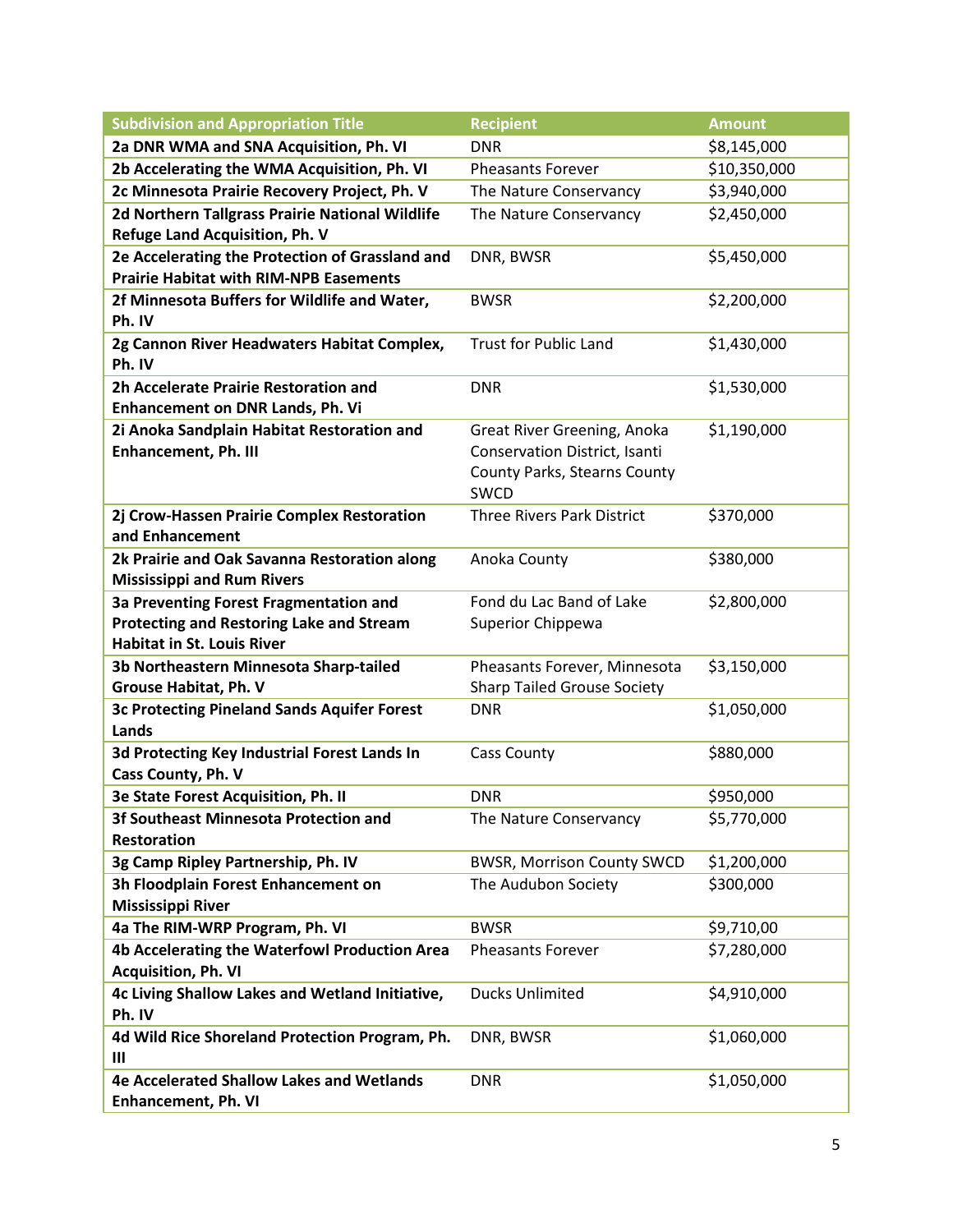| Subdivision and Appropriation Title | Recipient | Amount |
| --- | --- | --- |
| **2a DNR WMA and SNA Acquisition, Ph. VI** | DNR | $8,145,000 |
| **2b Accelerating the WMA Acquisition, Ph. VI** | Pheasants Forever | $10,350,000 |
| **2c Minnesota Prairie Recovery Project, Ph. V** | The Nature Conservancy | $3,940,000 |
| **2d Northern Tallgrass Prairie National Wildlife Refuge Land Acquisition, Ph. V** | The Nature Conservancy | $2,450,000 |
| **2e Accelerating the Protection of Grassland and Prairie Habitat with RIM-NPB Easements** | DNR, BWSR | $5,450,000 |
| **2f Minnesota Buffers for Wildlife and Water, Ph. IV** | BWSR | $2,200,000 |
| **2g Cannon River Headwaters Habitat Complex, Ph. IV** | Trust for Public Land | $1,430,000 |
| **2h Accelerate Prairie Restoration and Enhancement on DNR Lands, Ph. Vi** | DNR | $1,530,000 |
| **2i Anoka Sandplain Habitat Restoration and Enhancement, Ph. III** | Great River Greening, Anoka Conservation District, Isanti County Parks, Stearns County SWCD | $1,190,000 |
| **2j Crow-Hassen Prairie Complex Restoration and Enhancement** | Three Rivers Park District | $370,000 |
| **2k Prairie and Oak Savanna Restoration along Mississippi and Rum Rivers** | Anoka County | $380,000 |
| **3a Preventing Forest Fragmentation and Protecting and Restoring Lake and Stream Habitat in St. Louis River** | Fond du Lac Band of Lake Superior Chippewa | $2,800,000 |
| **3b Northeastern Minnesota Sharp-tailed Grouse Habitat, Ph. V** | Pheasants Forever, Minnesota Sharp Tailed Grouse Society | $3,150,000 |
| **3c Protecting Pineland Sands Aquifer Forest Lands** | DNR | $1,050,000 |
| **3d Protecting Key Industrial Forest Lands In Cass County, Ph. V** | Cass County | $880,000 |
| **3e State Forest Acquisition, Ph. II** | DNR | $950,000 |
| **3f Southeast Minnesota Protection and Restoration** | The Nature Conservancy | $5,770,000 |
| **3g Camp Ripley Partnership, Ph. IV** | BWSR, Morrison County SWCD | $1,200,000 |
| **3h Floodplain Forest Enhancement on Mississippi River** | The Audubon Society | $300,000 |
| **4a The RIM-WRP Program, Ph. VI** | BWSR | $9,710,00 |
| **4b Accelerating the Waterfowl Production Area Acquisition, Ph. VI** | Pheasants Forever | $7,280,000 |
| **4c Living Shallow Lakes and Wetland Initiative, Ph. IV** | Ducks Unlimited | $4,910,000 |
| **4d Wild Rice Shoreland Protection Program, Ph. III** | DNR, BWSR | $1,060,000 |
| **4e Accelerated Shallow Lakes and Wetlands Enhancement, Ph. VI** | DNR | $1,050,000 |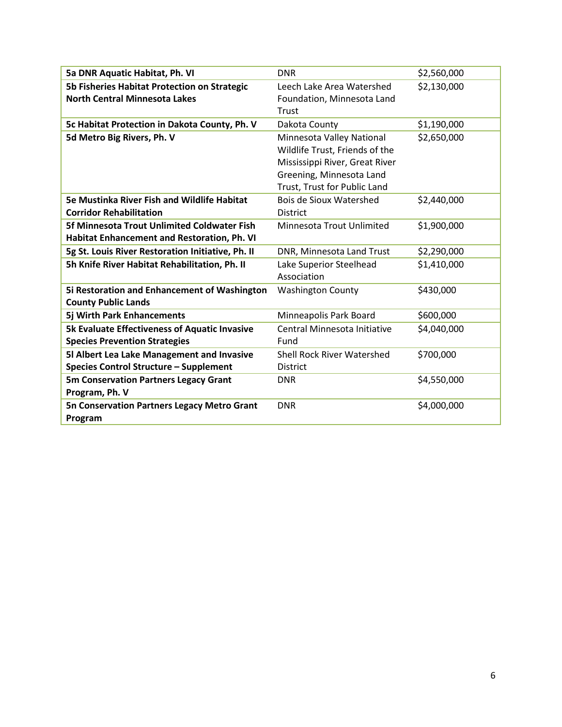| | | |
|---|---|---|
| **5a DNR Aquatic Habitat, Ph. VI** | DNR | $2,560,000 |
| **5b Fisheries Habitat Protection on Strategic North Central Minnesota Lakes** | Leech Lake Area Watershed Foundation, Minnesota Land Trust | $2,130,000 |
| **5c Habitat Protection in Dakota County, Ph. V** | Dakota County | $1,190,000 |
| **5d Metro Big Rivers, Ph. V** | Minnesota Valley National Wildlife Trust, Friends of the Mississippi River, Great River Greening, Minnesota Land Trust, Trust for Public Land | $2,650,000 |
| **5e Mustinka River Fish and Wildlife Habitat Corridor Rehabilitation** | Bois de Sioux Watershed District | $2,440,000 |
| **5f Minnesota Trout Unlimited Coldwater Fish Habitat Enhancement and Restoration, Ph. VI** | Minnesota Trout Unlimited | $1,900,000 |
| **5g St. Louis River Restoration Initiative, Ph. II** | DNR, Minnesota Land Trust | $2,290,000 |
| **5h Knife River Habitat Rehabilitation, Ph. II** | Lake Superior Steelhead Association | $1,410,000 |
| **5i Restoration and Enhancement of Washington County Public Lands** | Washington County | $430,000 |
| **5j Wirth Park Enhancements** | Minneapolis Park Board | $600,000 |
| **5k Evaluate Effectiveness of Aquatic Invasive Species Prevention Strategies** | Central Minnesota Initiative Fund | $4,040,000 |
| **5l Albert Lea Lake Management and Invasive Species Control Structure – Supplement** | Shell Rock River Watershed District | $700,000 |
| **5m Conservation Partners Legacy Grant Program, Ph. V** | DNR | $4,550,000 |
| **5n Conservation Partners Legacy Metro Grant Program** | DNR | $4,000,000 |